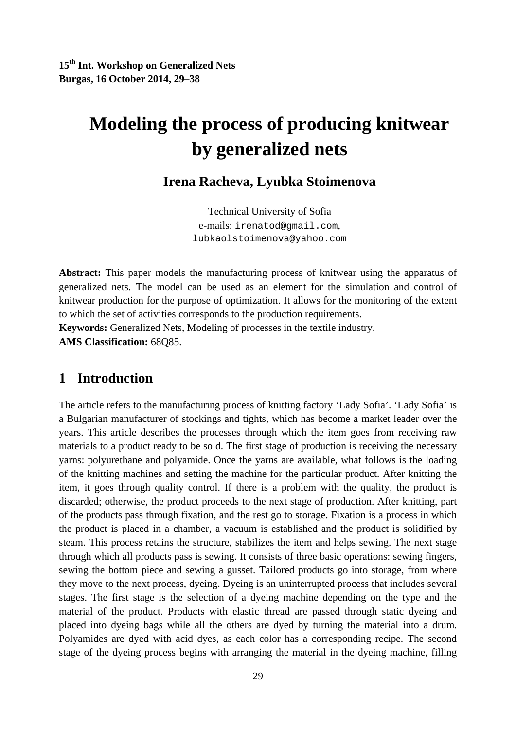15th Int. Workshop on Generalized Nets
Burgas, 16 October 2014, 29–38

# Modeling the process of producing knitwear by generalized nets

**Irena Racheva, Lyubka Stoimenova**

Technical University of Sofia
e-mails: irenatod@gmail.com, lubkaolstoimenova@yahoo.com

**Abstract:** This paper models the manufacturing process of knitwear using the apparatus of generalized nets. The model can be used as an element for the simulation and control of knitwear production for the purpose of optimization. It allows for the monitoring of the extent to which the set of activities corresponds to the production requirements.
**Keywords:** Generalized Nets, Modeling of processes in the textile industry.
**AMS Classification:** 68Q85.

## 1 Introduction

The article refers to the manufacturing process of knitting factory 'Lady Sofia'. 'Lady Sofia' is a Bulgarian manufacturer of stockings and tights, which has become a market leader over the years. This article describes the processes through which the item goes from receiving raw materials to a product ready to be sold. The first stage of production is receiving the necessary yarns: polyurethane and polyamide. Once the yarns are available, what follows is the loading of the knitting machines and setting the machine for the particular product. After knitting the item, it goes through quality control. If there is a problem with the quality, the product is discarded; otherwise, the product proceeds to the next stage of production. After knitting, part of the products pass through fixation, and the rest go to storage. Fixation is a process in which the product is placed in a chamber, a vacuum is established and the product is solidified by steam. This process retains the structure, stabilizes the item and helps sewing. The next stage through which all products pass is sewing. It consists of three basic operations: sewing fingers, sewing the bottom piece and sewing a gusset. Tailored products go into storage, from where they move to the next process, dyeing. Dyeing is an uninterrupted process that includes several stages. The first stage is the selection of a dyeing machine depending on the type and the material of the product. Products with elastic thread are passed through static dyeing and placed into dyeing bags while all the others are dyed by turning the material into a drum. Polyamides are dyed with acid dyes, as each color has a corresponding recipe. The second stage of the dyeing process begins with arranging the material in the dyeing machine, filling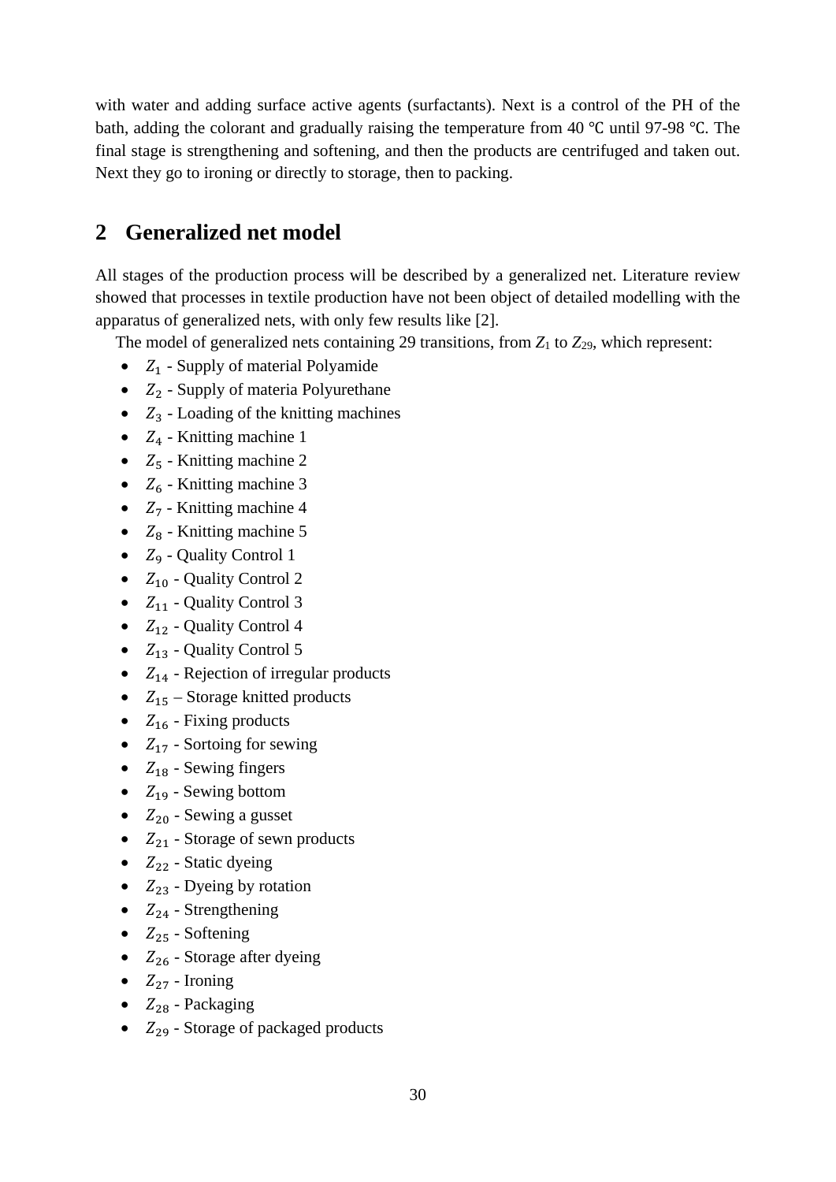with water and adding surface active agents (surfactants). Next is a control of the PH of the bath, adding the colorant and gradually raising the temperature from 40 ℃ until 97-98 ℃. The final stage is strengthening and softening, and then the products are centrifuged and taken out. Next they go to ironing or directly to storage, then to packing.

## 2 Generalized net model

All stages of the production process will be described by a generalized net. Literature review showed that processes in textile production have not been object of detailed modelling with the apparatus of generalized nets, with only few results like [2].

The model of generalized nets containing 29 transitions, from $Z_1$ to $Z_{29}$, which represent:

- $Z_1$ - Supply of material Polyamide
- $Z_2$ - Supply of materia Polyurethane
- $Z_3$ - Loading of the knitting machines
- $Z_4$ - Knitting machine 1
- $Z_5$ - Knitting machine 2
- $Z_6$ - Knitting machine 3
- $Z_7$ - Knitting machine 4
- $Z_8$ - Knitting machine 5
- $Z_9$ - Quality Control 1
- $Z_{10}$ - Quality Control 2
- $Z_{11}$ - Quality Control 3
- $Z_{12}$ - Quality Control 4
- $Z_{13}$ - Quality Control 5
- $Z_{14}$ - Rejection of irregular products
- $Z_{15}$ – Storage knitted products
- $Z_{16}$ - Fixing products
- $Z_{17}$ - Sortoing for sewing
- $Z_{18}$ - Sewing fingers
- $Z_{19}$ - Sewing bottom
- $Z_{20}$ - Sewing a gusset
- $Z_{21}$ - Storage of sewn products
- $Z_{22}$ - Static dyeing
- $Z_{23}$ - Dyeing by rotation
- $Z_{24}$ - Strengthening
- $Z_{25}$ - Softening
- $Z_{26}$ - Storage after dyeing
- $Z_{27}$ - Ironing
- $Z_{28}$ - Packaging
- $Z_{29}$ - Storage of packaged products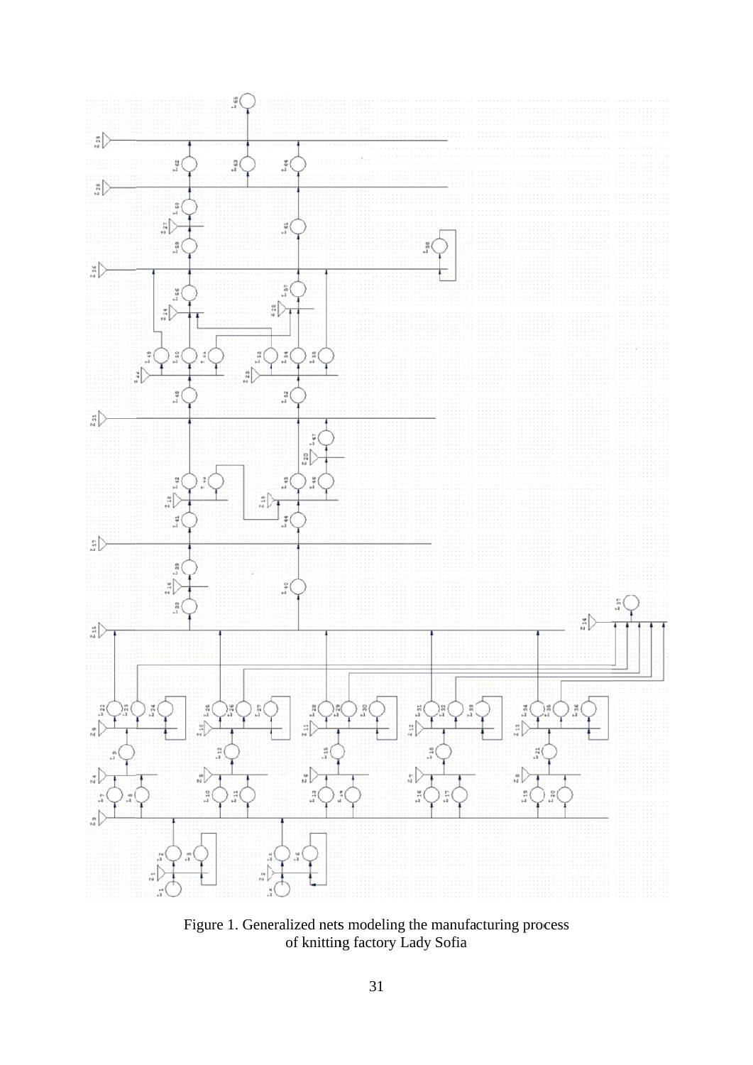Figure 1. Generalized nets modeling the manufacturing process of knitting factory Lady Sofia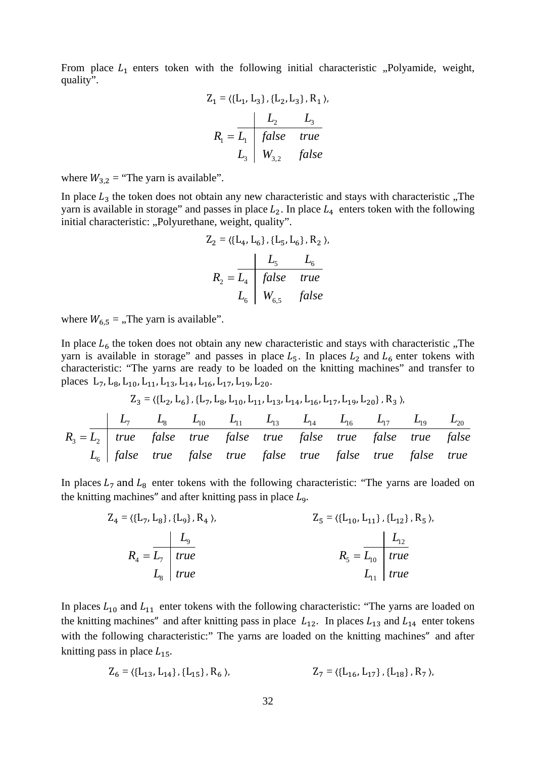From place $L_1$ enters token with the following initial characteristic „Polyamide, weight, quality".

$$Z_1 = \langle \{L_1, L_3\}, \{L_2, L_3\}, R_1 \rangle,$$

$$R_1 = \begin{array}{c|cc} & L_2 & L_3 \\ \hline L_1 & false & true \\ L_3 & W_{3,2} & false \end{array}$$

where $W_{3,2}$ = "The yarn is available".

In place $L_3$ the token does not obtain any new characteristic and stays with characteristic „The yarn is available in storage" and passes in place $L_2$. In place $L_4$ enters token with the following initial characteristic: „Polyurethane, weight, quality".

$$Z_2 = \langle \{L_4, L_6\}, \{L_5, L_6\}, R_2 \rangle,$$

$$R_2 = \begin{array}{c|cc} & L_5 & L_6 \\ \hline L_4 & false & true \\ L_6 & W_{6,5} & false \end{array}$$

where $W_{6,5}$ = „The yarn is available".

In place $L_6$ the token does not obtain any new characteristic and stays with characteristic „The yarn is available in storage" and passes in place $L_5$. In places $L_2$ and $L_6$ enter tokens with characteristic: "The yarns are ready to be loaded on the knitting machines" and transfer to places $L_7, L_8, L_{10}, L_{11}, L_{13}, L_{14}, L_{16}, L_{17}, L_{19}, L_{20}$.

$$Z_3 = \langle \{L_2, L_6\}, \{L_7, L_8, L_{10}, L_{11}, L_{13}, L_{14}, L_{16}, L_{17}, L_{19}, L_{20}\}, R_3 \rangle,$$

$$R_3 = \begin{array}{c|cccccccccc} & L_7 & L_8 & L_{10} & L_{11} & L_{13} & L_{14} & L_{16} & L_{17} & L_{19} & L_{20} \\ \hline L_2 & true & false & true & false & true & false & true & false & true & false \\ L_6 & false & true & false & true & false & true & false & true & false & true \end{array}$$

In places $L_7$ and $L_8$ enter tokens with the following characteristic: "The yarns are loaded on the knitting machines" and after knitting pass in place $L_9$.

$$Z_4 = \langle \{L_7, L_8\}, \{L_9\}, R_4 \rangle,$$

$$R_4 = \begin{array}{c|c} & L_9 \\ \hline L_7 & true \\ L_8 & true \end{array}$$

$$Z_5 = \langle \{L_{10}, L_{11}\}, \{L_{12}\}, R_5 \rangle,$$

$$R_5 = \begin{array}{c|c} & L_{12} \\ \hline L_{10} & true \\ L_{11} & true \end{array}$$

In places $L_{10}$ and $L_{11}$ enter tokens with the following characteristic: "The yarns are loaded on the knitting machines" and after knitting pass in place $L_{12}$. In places $L_{13}$ and $L_{14}$ enter tokens with the following characteristic:" The yarns are loaded on the knitting machines" and after knitting pass in place $L_{15}$.

$$Z_6 = \langle \{L_{13}, L_{14}\}, \{L_{15}\}, R_6 \rangle, \qquad Z_7 = \langle \{L_{16}, L_{17}\}, \{L_{18}\}, R_7 \rangle,$$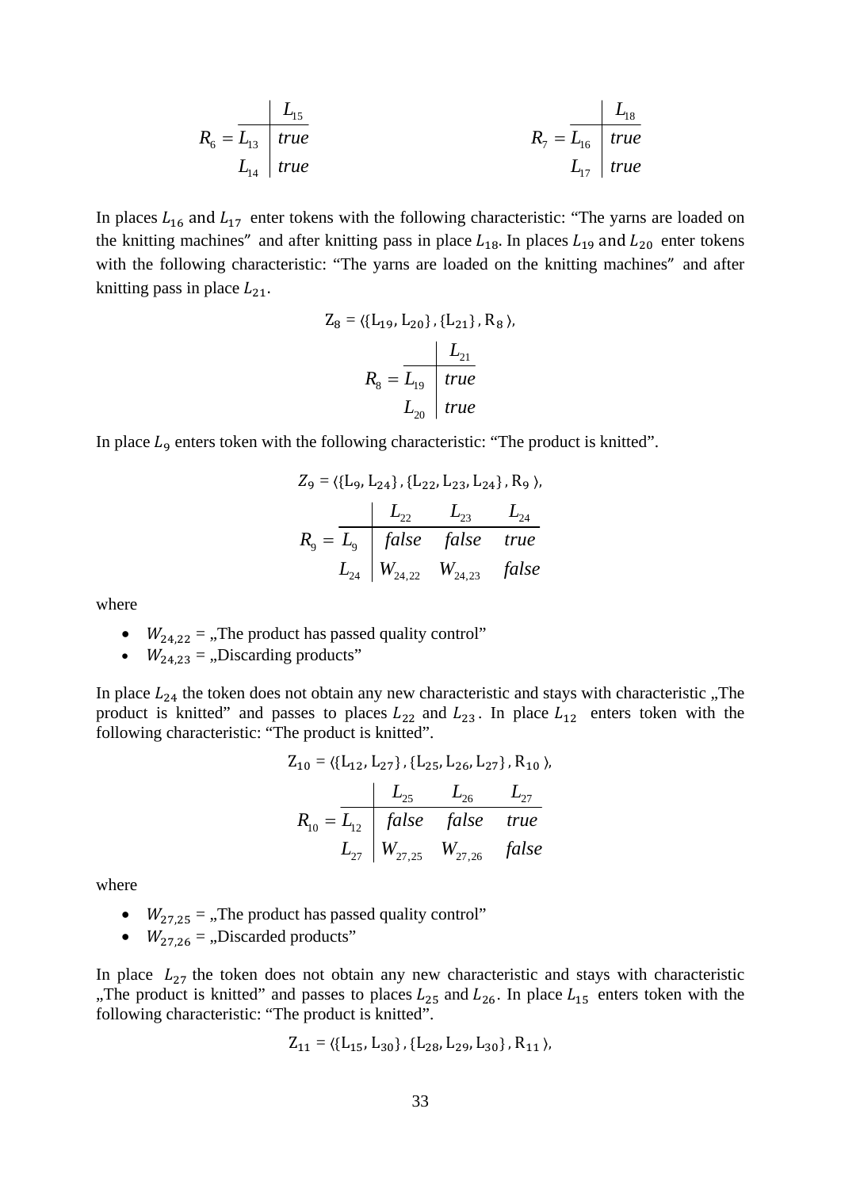$$R_6 = \begin{array}{c|c} & L_{15} \\ \hline L_{13} & true \\ L_{14} & true \end{array} \qquad R_7 = \begin{array}{c|c} & L_{18} \\ \hline L_{16} & true \\ L_{17} & true \end{array}$$

In places $L_{16}$ and $L_{17}$ enter tokens with the following characteristic: "The yarns are loaded on the knitting machines" and after knitting pass in place $L_{18}$. In places $L_{19}$ and $L_{20}$ enter tokens with the following characteristic: "The yarns are loaded on the knitting machines" and after knitting pass in place $L_{21}$.

$$Z_8 = \langle \{L_{19}, L_{20}\}, \{L_{21}\}, R_8 \rangle,$$

$$R_8 = \begin{array}{c|c} & L_{21} \\ \hline L_{19} & true \\ L_{20} & true \end{array}$$

In place $L_9$ enters token with the following characteristic: "The product is knitted".

$$Z_9 = \langle \{L_9, L_{24}\}, \{L_{22}, L_{23}, L_{24}\}, R_9 \rangle,$$

$$R_9 = \begin{array}{c|ccc} & L_{22} & L_{23} & L_{24} \\ \hline L_9 & false & false & true \\ L_{24} & W_{24,22} & W_{24,23} & false \end{array}$$

where

- $W_{24,22}$ = „The product has passed quality control"
- $W_{24,23}$ = „Discarding products"

In place $L_{24}$ the token does not obtain any new characteristic and stays with characteristic „The product is knitted" and passes to places $L_{22}$ and $L_{23}$. In place $L_{12}$ enters token with the following characteristic: "The product is knitted".

$$Z_{10} = \langle \{L_{12}, L_{27}\}, \{L_{25}, L_{26}, L_{27}\}, R_{10} \rangle,$$

$$R_{10} = \begin{array}{c|ccc} & L_{25} & L_{26} & L_{27} \\ \hline L_{12} & false & false & true \\ L_{27} & W_{27,25} & W_{27,26} & false \end{array}$$

where

- $W_{27,25}$ = „The product has passed quality control"
- $W_{27,26}$ = „Discarded products"

In place $L_{27}$ the token does not obtain any new characteristic and stays with characteristic „The product is knitted" and passes to places $L_{25}$ and $L_{26}$. In place $L_{15}$ enters token with the following characteristic: "The product is knitted".

$$Z_{11} = \langle \{L_{15}, L_{30}\}, \{L_{28}, L_{29}, L_{30}\}, R_{11} \rangle,$$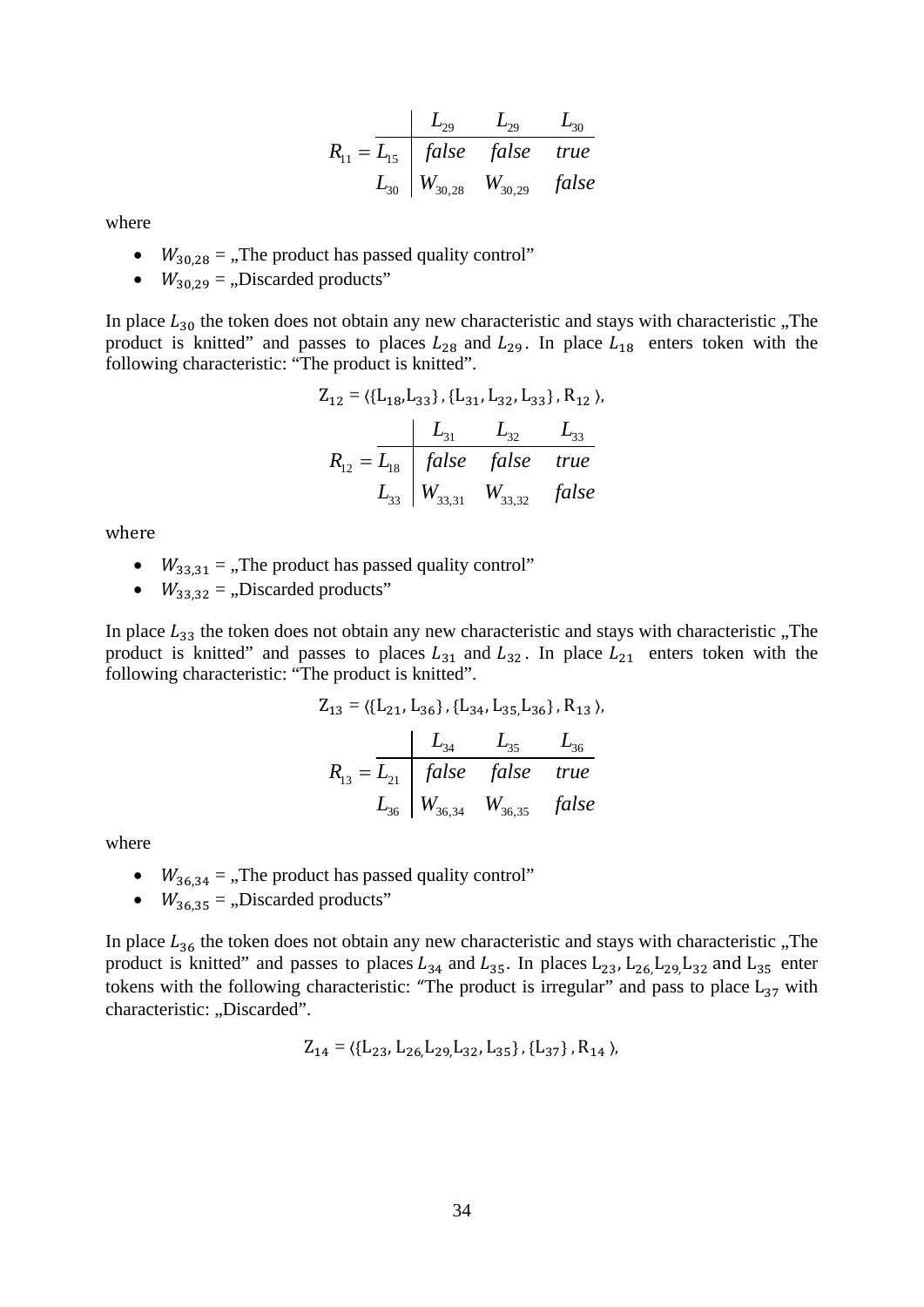$$R_{11} = \begin{array}{c|ccc} & L_{29} & L_{29} & L_{30} \\ \hline L_{15} & false & false & true \\ L_{30} & W_{30,28} & W_{30,29} & false \end{array}$$

where

- $W_{30,28}$ = „The product has passed quality control”
- $W_{30,29}$ = „Discarded products”

In place $L_{30}$ the token does not obtain any new characteristic and stays with characteristic „The product is knitted” and passes to places $L_{28}$ and $L_{29}$. In place $L_{18}$ enters token with the following characteristic: “The product is knitted”.

$$Z_{12} = \langle \{L_{18}, L_{33}\}, \{L_{31}, L_{32}, L_{33}\}, R_{12} \rangle,$$

$$R_{12} = \begin{array}{c|ccc} & L_{31} & L_{32} & L_{33} \\ \hline L_{18} & false & false & true \\ L_{33} & W_{33,31} & W_{33,32} & false \end{array}$$

where

- $W_{33,31}$ = „The product has passed quality control”
- $W_{33,32}$ = „Discarded products”

In place $L_{33}$ the token does not obtain any new characteristic and stays with characteristic „The product is knitted” and passes to places $L_{31}$ and $L_{32}$. In place $L_{21}$ enters token with the following characteristic: “The product is knitted”.

$$Z_{13} = \langle \{L_{21}, L_{36}\}, \{L_{34}, L_{35}, L_{36}\}, R_{13} \rangle,$$

$$R_{13} = \begin{array}{c|ccc} & L_{34} & L_{35} & L_{36} \\ \hline L_{21} & false & false & true \\ L_{36} & W_{36,34} & W_{36,35} & false \end{array}$$

where

- $W_{36,34}$ = „The product has passed quality control”
- $W_{36,35}$ = „Discarded products”

In place $L_{36}$ the token does not obtain any new characteristic and stays with characteristic „The product is knitted” and passes to places $L_{34}$ and $L_{35}$. In places $L_{23}$, $L_{26}$, $L_{29}$, $L_{32}$ and $L_{35}$ enter tokens with the following characteristic: “The product is irregular” and pass to place $L_{37}$ with characteristic: „Discarded”.

$$Z_{14} = \langle \{L_{23}, L_{26}, L_{29}, L_{32}, L_{35}\}, \{L_{37}\}, R_{14} \rangle,$$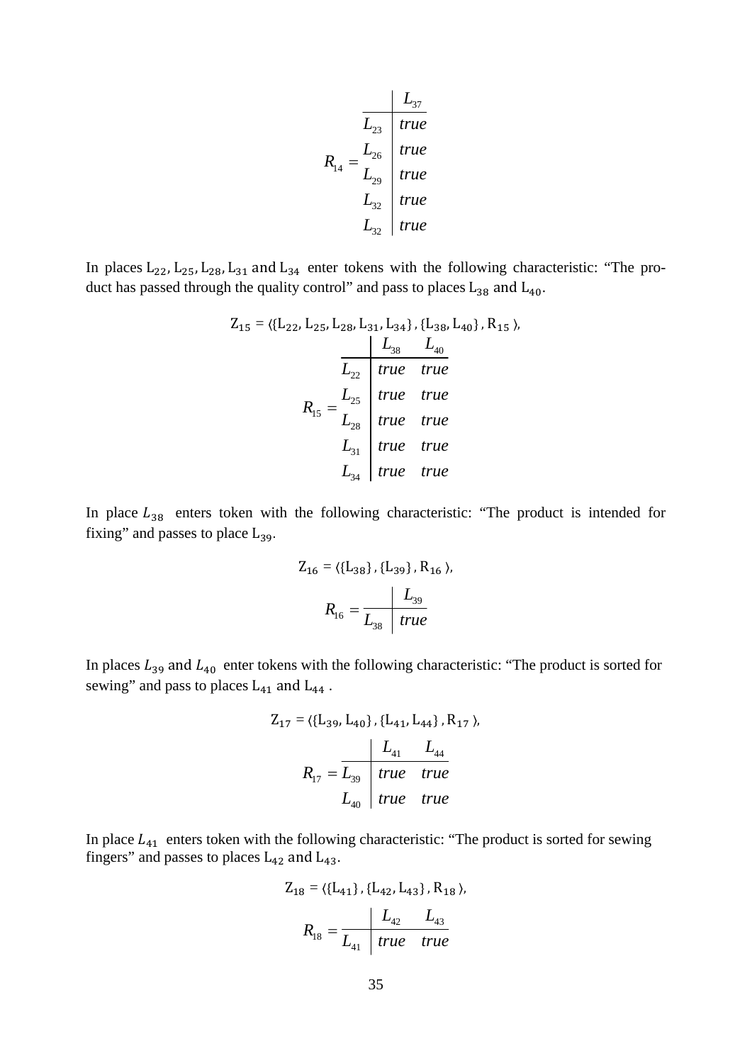$$R_{14} = \begin{array}{c|c} & L_{37} \\ \hline L_{23} & true \\ L_{26} & true \\ L_{29} & true \\ L_{32} & true \\ L_{32} & true \end{array}$$

In places $L_{22}, L_{25}, L_{28}, L_{31}$ and $L_{34}$ enter tokens with the following characteristic: "The product has passed through the quality control" and pass to places $L_{38}$ and $L_{40}$.

$$Z_{15} = \langle \{L_{22}, L_{25}, L_{28}, L_{31}, L_{34}\}, \{L_{38}, L_{40}\}, R_{15} \rangle,$$

$$R_{15} = \begin{array}{c|cc} & L_{38} & L_{40} \\ \hline L_{22} & true & true \\ L_{25} & true & true \\ L_{28} & true & true \\ L_{31} & true & true \\ L_{34} & true & true \end{array}$$

In place $L_{38}$ enters token with the following characteristic: "The product is intended for fixing" and passes to place $L_{39}$.

$$Z_{16} = \langle \{L_{38}\}, \{L_{39}\}, R_{16} \rangle,$$

$$R_{16} = \begin{array}{c|c} & L_{39} \\ \hline L_{38} & true \end{array}$$

In places $L_{39}$ and $L_{40}$ enter tokens with the following characteristic: "The product is sorted for sewing" and pass to places $L_{41}$ and $L_{44}$ .

$$Z_{17} = \langle \{L_{39}, L_{40}\}, \{L_{41}, L_{44}\}, R_{17} \rangle,$$

$$R_{17} = \begin{array}{c|cc} & L_{41} & L_{44} \\ \hline L_{39} & true & true \\ L_{40} & true & true \end{array}$$

In place $L_{41}$ enters token with the following characteristic: "The product is sorted for sewing fingers" and passes to places $L_{42}$ and $L_{43}$.

$$Z_{18} = \langle \{L_{41}\}, \{L_{42}, L_{43}\}, R_{18} \rangle,$$

$$R_{18} = \begin{array}{c|cc} & L_{42} & L_{43} \\ \hline L_{41} & true & true \end{array}$$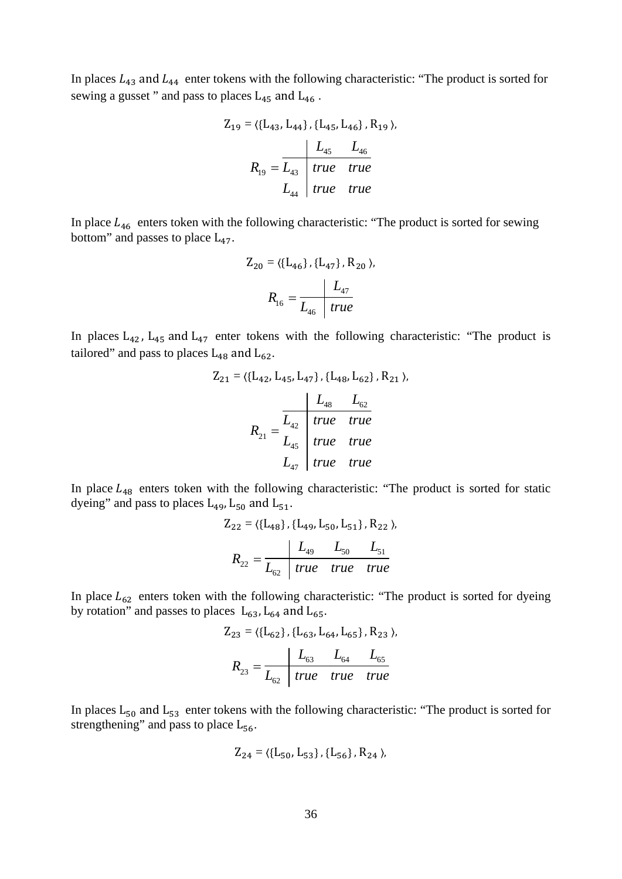In places $L_{43}$ and $L_{44}$ enter tokens with the following characteristic: "The product is sorted for sewing a gusset " and pass to places $L_{45}$ and $L_{46}$ .

$$Z_{19} = \langle \{L_{43}, L_{44}\}, \{L_{45}, L_{46}\}, R_{19} \rangle,$$

$$R_{19} = \begin{array}{c|cc} & L_{45} & L_{46} \\ \hline L_{43} & true & true \\ L_{44} & true & true \end{array}$$

In place $L_{46}$ enters token with the following characteristic: "The product is sorted for sewing bottom" and passes to place $L_{47}$.

$$Z_{20} = \langle \{L_{46}\}, \{L_{47}\}, R_{20} \rangle,$$

$$R_{16} = \begin{array}{c|c} & L_{47} \\ \hline L_{46} & true \end{array}$$

In places $L_{42}$, $L_{45}$ and $L_{47}$ enter tokens with the following characteristic: "The product is tailored" and pass to places $L_{48}$ and $L_{62}$.

$$Z_{21} = \langle \{L_{42}, L_{45}, L_{47}\}, \{L_{48}, L_{62}\}, R_{21} \rangle,$$

$$R_{21} = \begin{array}{c|cc} & L_{48} & L_{62} \\ \hline L_{42} & true & true \\ L_{45} & true & true \\ L_{47} & true & true \end{array}$$

In place $L_{48}$ enters token with the following characteristic: "The product is sorted for static dyeing" and pass to places $L_{49}$, $L_{50}$ and $L_{51}$.

$$Z_{22} = \langle \{L_{48}\}, \{L_{49}, L_{50}, L_{51}\}, R_{22} \rangle,$$

$$R_{22} = \begin{array}{c|ccc} & L_{49} & L_{50} & L_{51} \\ \hline L_{62} & true & true & true \end{array}$$

In place $L_{62}$ enters token with the following characteristic: "The product is sorted for dyeing by rotation" and passes to places $L_{63}$, $L_{64}$ and $L_{65}$.

$$Z_{23} = \langle \{L_{62}\}, \{L_{63}, L_{64}, L_{65}\}, R_{23} \rangle,$$

$$R_{23} = \begin{array}{c|ccc} & L_{63} & L_{64} & L_{65} \\ \hline L_{62} & true & true & true \end{array}$$

In places $L_{50}$ and $L_{53}$ enter tokens with the following characteristic: "The product is sorted for strengthening" and pass to place $L_{56}$.

$$Z_{24} = \langle \{L_{50}, L_{53}\}, \{L_{56}\}, R_{24} \rangle,$$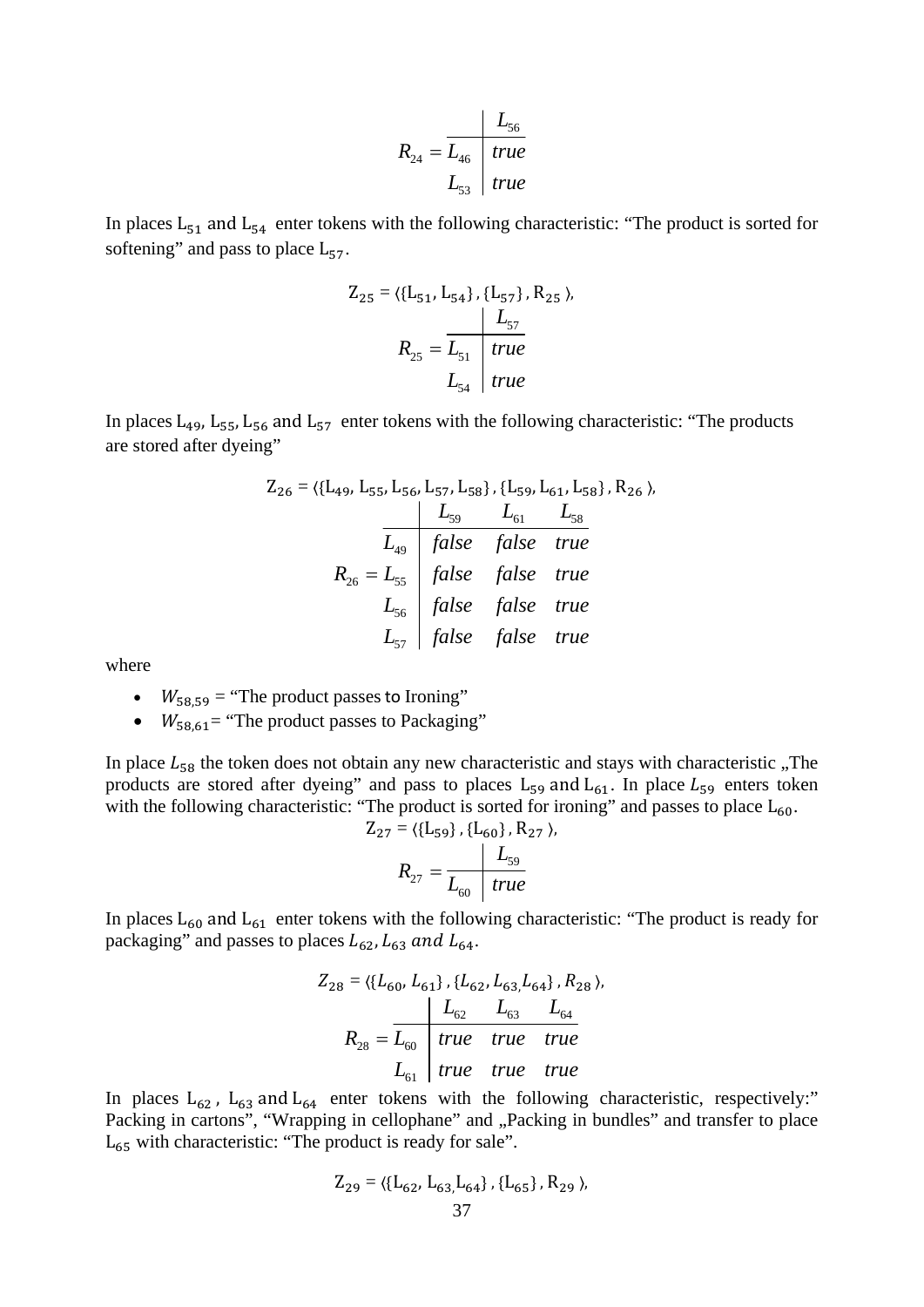$$R_{24} = \begin{array}{c|c} & L_{56} \\ \hline L_{46} & true \\ L_{53} & true \end{array}$$

In places $L_{51}$ and $L_{54}$ enter tokens with the following characteristic: "The product is sorted for softening" and pass to place $L_{57}$.

$$Z_{25} = \langle \{L_{51}, L_{54}\}, \{L_{57}\}, R_{25} \rangle,$$

$$R_{25} = \begin{array}{c|c} & L_{57} \\ \hline L_{51} & true \\ L_{54} & true \end{array}$$

In places $L_{49}$, $L_{55}$, $L_{56}$ and $L_{57}$ enter tokens with the following characteristic: "The products are stored after dyeing"

$$Z_{26} = \langle \{L_{49}, L_{55}, L_{56}, L_{57}, L_{58}\}, \{L_{59}, L_{61}, L_{58}\}, R_{26} \rangle,$$

$$R_{26} = \begin{array}{c|ccc} & L_{59} & L_{61} & L_{58} \\ \hline L_{49} & false & false & true \\ L_{55} & false & false & true \\ L_{56} & false & false & true \\ L_{57} & false & false & true \end{array}$$

where

- $W_{58,59}$ = "The product passes to Ironing"
- $W_{58,61}$ = "The product passes to Packaging"

In place $L_{58}$ the token does not obtain any new characteristic and stays with characteristic „The products are stored after dyeing" and pass to places $L_{59}$ and $L_{61}$. In place $L_{59}$ enters token with the following characteristic: "The product is sorted for ironing" and passes to place $L_{60}$.

$$Z_{27} = \langle \{L_{59}\}, \{L_{60}\}, R_{27} \rangle,$$

$$R_{27} = \begin{array}{c|c} & L_{59} \\ \hline L_{60} & true \end{array}$$

In places $L_{60}$ and $L_{61}$ enter tokens with the following characteristic: "The product is ready for packaging" and passes to places $L_{62}, L_{63}$ and $L_{64}$.

$$Z_{28} = \langle \{L_{60}, L_{61}\}, \{L_{62}, L_{63}, L_{64}\}, R_{28} \rangle,$$

$$R_{28} = \begin{array}{c|ccc} & L_{62} & L_{63} & L_{64} \\ \hline L_{60} & true & true & true \\ L_{61} & true & true & true \end{array}$$

In places $L_{62}$, $L_{63}$ and $L_{64}$ enter tokens with the following characteristic, respectively:" Packing in cartons", "Wrapping in cellophane" and „Packing in bundles" and transfer to place $L_{65}$ with characteristic: "The product is ready for sale".

$$Z_{29} = \langle \{L_{62}, L_{63}, L_{64}\}, \{L_{65}\}, R_{29} \rangle,$$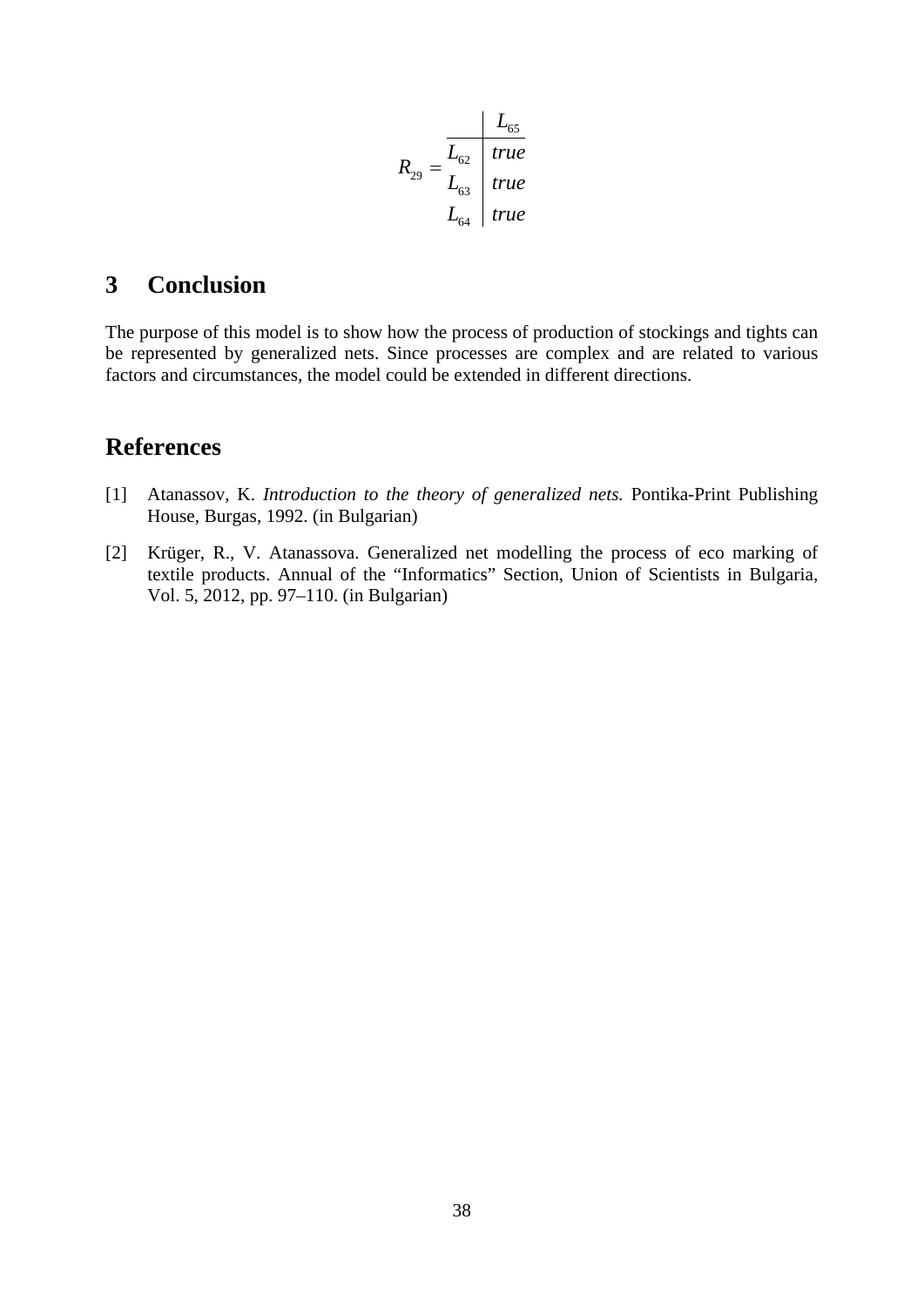$$R_{29} = \begin{array}{c|c} & L_{65} \\ \hline L_{62} & true \\ L_{63} & true \\ L_{64} & true \end{array}$$

## 3 Conclusion

The purpose of this model is to show how the process of production of stockings and tights can be represented by generalized nets. Since processes are complex and are related to various factors and circumstances, the model could be extended in different directions.

## References

[1] Atanassov, K. *Introduction to the theory of generalized nets.* Pontika-Print Publishing House, Burgas, 1992. (in Bulgarian)

[2] Krüger, R., V. Atanassova. Generalized net modelling the process of eco marking of textile products. Annual of the "Informatics" Section, Union of Scientists in Bulgaria, Vol. 5, 2012, pp. 97–110. (in Bulgarian)